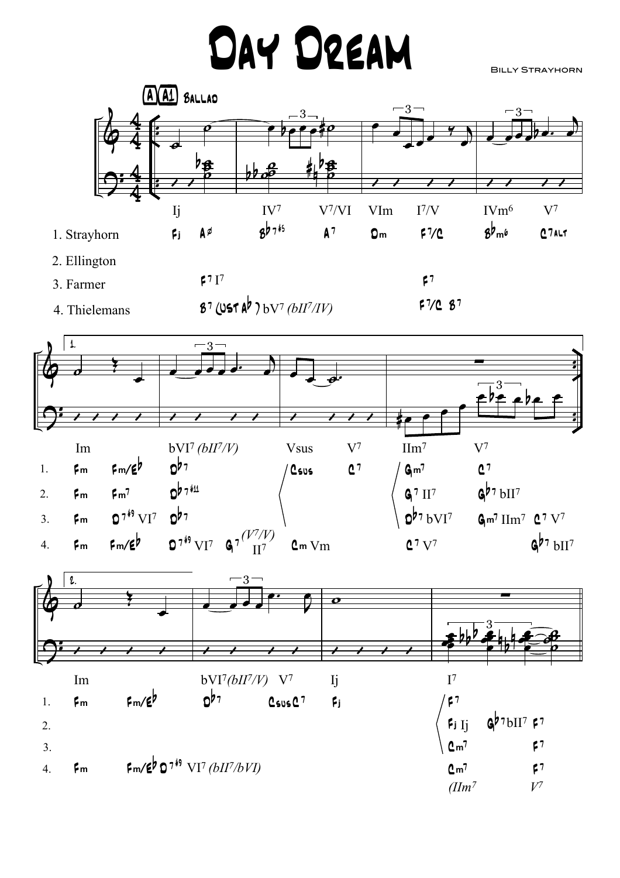# Day Dream

Billy Strayhorn

A A1 Ballad

| | Ij | | IV7 | V7/VI | VIm | I7/V | IVm6 | V7 |
|---|---|---|---|---|---|---|---|---|
| 1. Strayhorn | Fj | A∅ | Bb7#5 | A7 | Dm | F7/C | Bbm6 | C7alt |
| 2. Ellington | | | | | | | | |
| 3. Farmer | | F7 I7 | | | | F7 | | |
| 4. Thielemans | | B7 (just Ab) bV7 *(bII7/IV)* | | | | F7/C B7 | | |

1.

| | Im | | bVI7 *(bII7/V)* | | Vsus | V7 | IIm7 | V7 | |
|---|---|---|---|---|---|---|---|---|---|
| 1. | Fm | Fm/Eb | Db7 | | Csus | C7 | Gm7 | C7 | |
| 2. | Fm | Fm7 | Db7#11 | | | | G7 II7 | Gb7 bII7 | |
| 3. | Fm | D7#9 VI7 | Db7 | | | | Db7 bVI7 | Gm7 IIm7 | C7 V7 |
| 4. | Fm | Fm/Eb | D7#9 VI7 | G7 *(V7/V)* II7 | Cm Vm | | C7 V7 | | Gb7 bII7 |

2.

| | Im | | bVI7 *(bII7/V)* | V7 | Ij | I7 | | |
|---|---|---|---|---|---|---|---|---|
| 1. | Fm | Fm/Eb | Db7 | Csus C7 | Fj | F7 | | |
| 2. | | | | | | Fj Ij | Gb7 bII7 | F7 |
| 3. | | | | | | Cm7 | | F7 |
| 4. | Fm | Fm/Eb D7#9 VI7 *(bII7/bVI)* | | | | Cm7 *(IIm7* | | F7 *V7)* |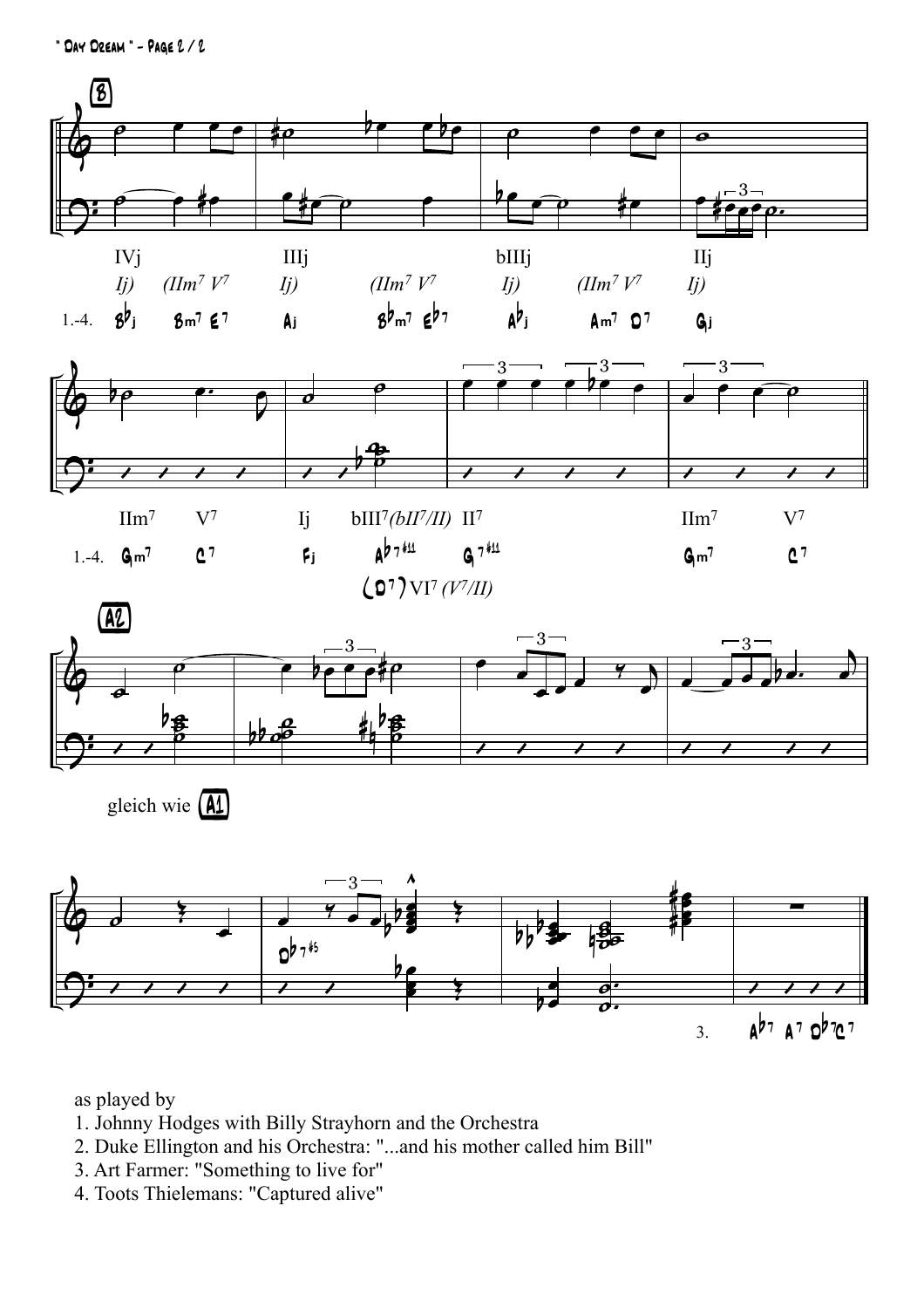as played by

1. Johnny Hodges with Billy Strayhorn and the Orchestra
2. Duke Ellington and his Orchestra: "...and his mother called him Bill"
3. Art Farmer: "Something to live for"
4. Toots Thielemans: "Captured alive"